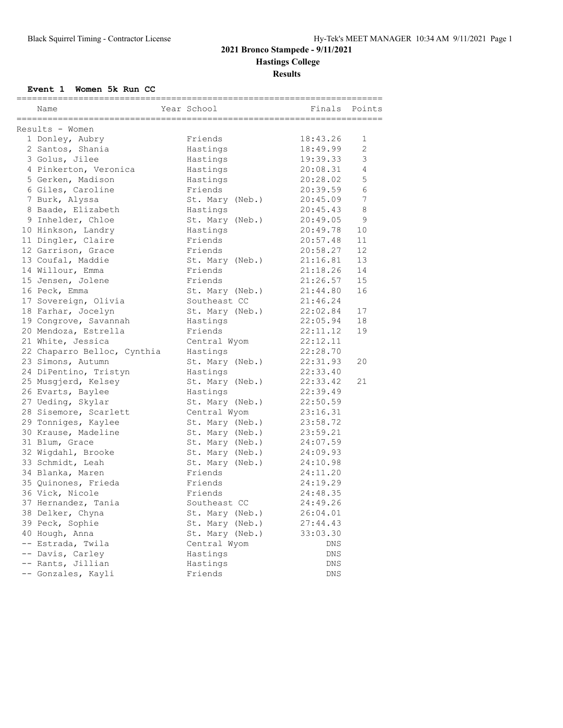# 2021 Bronco Stampede - 9/11/2021

## Hastings College

### Results

**Event 1 Women 5k Run CC**

| | Name | Year | School | Finals | Points |
|---|---|---|---|---|---|
| **Results - Women** | | | | | |
| 1 | Donley, Aubry | | Friends | 18:43.26 | 1 |
| 2 | Santos, Shania | | Hastings | 18:49.99 | 2 |
| 3 | Golus, Jilee | | Hastings | 19:39.33 | 3 |
| 4 | Pinkerton, Veronica | | Hastings | 20:08.31 | 4 |
| 5 | Gerken, Madison | | Hastings | 20:28.02 | 5 |
| 6 | Giles, Caroline | | Friends | 20:39.59 | 6 |
| 7 | Burk, Alyssa | | St. Mary (Neb.) | 20:45.09 | 7 |
| 8 | Baade, Elizabeth | | Hastings | 20:45.43 | 8 |
| 9 | Inhelder, Chloe | | St. Mary (Neb.) | 20:49.05 | 9 |
| 10 | Hinkson, Landry | | Hastings | 20:49.78 | 10 |
| 11 | Dingler, Claire | | Friends | 20:57.48 | 11 |
| 12 | Garrison, Grace | | Friends | 20:58.27 | 12 |
| 13 | Coufal, Maddie | | St. Mary (Neb.) | 21:16.81 | 13 |
| 14 | Willour, Emma | | Friends | 21:18.26 | 14 |
| 15 | Jensen, Jolene | | Friends | 21:26.57 | 15 |
| 16 | Peck, Emma | | St. Mary (Neb.) | 21:44.80 | 16 |
| 17 | Sovereign, Olivia | | Southeast CC | 21:46.24 | |
| 18 | Farhar, Jocelyn | | St. Mary (Neb.) | 22:02.84 | 17 |
| 19 | Congrove, Savannah | | Hastings | 22:05.94 | 18 |
| 20 | Mendoza, Estrella | | Friends | 22:11.12 | 19 |
| 21 | White, Jessica | | Central Wyom | 22:12.11 | |
| 22 | Chaparro Belloc, Cynthia | | Hastings | 22:28.70 | |
| 23 | Simons, Autumn | | St. Mary (Neb.) | 22:31.93 | 20 |
| 24 | DiPentino, Tristyn | | Hastings | 22:33.40 | |
| 25 | Musgjerd, Kelsey | | St. Mary (Neb.) | 22:33.42 | 21 |
| 26 | Evarts, Baylee | | Hastings | 22:39.49 | |
| 27 | Ueding, Skylar | | St. Mary (Neb.) | 22:50.59 | |
| 28 | Sisemore, Scarlett | | Central Wyom | 23:16.31 | |
| 29 | Tonniges, Kaylee | | St. Mary (Neb.) | 23:58.72 | |
| 30 | Krause, Madeline | | St. Mary (Neb.) | 23:59.21 | |
| 31 | Blum, Grace | | St. Mary (Neb.) | 24:07.59 | |
| 32 | Wigdahl, Brooke | | St. Mary (Neb.) | 24:09.93 | |
| 33 | Schmidt, Leah | | St. Mary (Neb.) | 24:10.98 | |
| 34 | Blanka, Maren | | Friends | 24:11.20 | |
| 35 | Quinones, Frieda | | Friends | 24:19.29 | |
| 36 | Vick, Nicole | | Friends | 24:48.35 | |
| 37 | Hernandez, Tania | | Southeast CC | 24:49.26 | |
| 38 | Delker, Chyna | | St. Mary (Neb.) | 26:04.01 | |
| 39 | Peck, Sophie | | St. Mary (Neb.) | 27:44.43 | |
| 40 | Hough, Anna | | St. Mary (Neb.) | 33:03.30 | |
| -- | Estrada, Twila | | Central Wyom | DNS | |
| -- | Davis, Carley | | Hastings | DNS | |
| -- | Rants, Jillian | | Hastings | DNS | |
| -- | Gonzales, Kayli | | Friends | DNS | |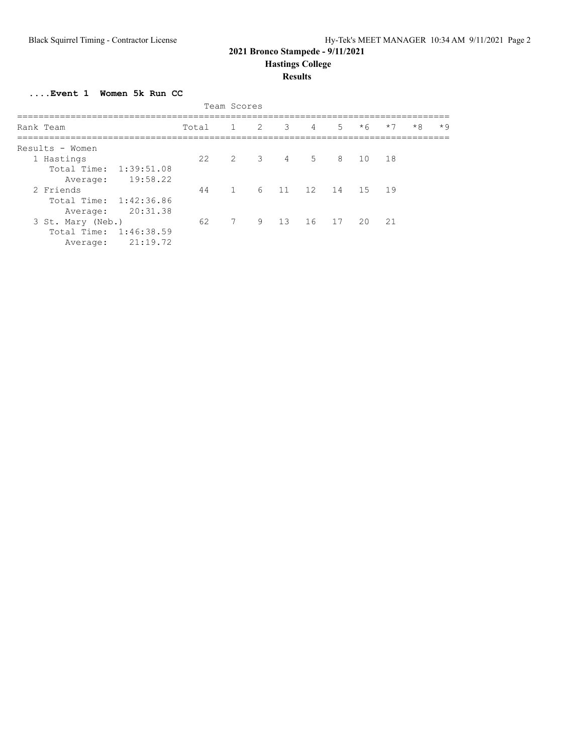# 2021 Bronco Stampede - 9/11/2021

## Hastings College

### Results

**....Event 1 Women 5k Run CC**

Team Scores

| Rank | Team | Total | 1 | 2 | 3 | 4 | 5 | *6 | *7 | *8 | *9 |
|---|---|---|---|---|---|---|---|---|---|---|---|
| Results - Women | | | | | | | | | | | |
| 1 | Hastings | 22 | 2 | 3 | 4 | 5 | 8 | 10 | 18 | | |
| | Total Time: 1:39:51.08 | | | | | | | | | | |
| | Average: 19:58.22 | | | | | | | | | | |
| 2 | Friends | 44 | 1 | 6 | 11 | 12 | 14 | 15 | 19 | | |
| | Total Time: 1:42:36.86 | | | | | | | | | | |
| | Average: 20:31.38 | | | | | | | | | | |
| 3 | St. Mary (Neb.) | 62 | 7 | 9 | 13 | 16 | 17 | 20 | 21 | | |
| | Total Time: 1:46:38.59 | | | | | | | | | | |
| | Average: 21:19.72 | | | | | | | | | | |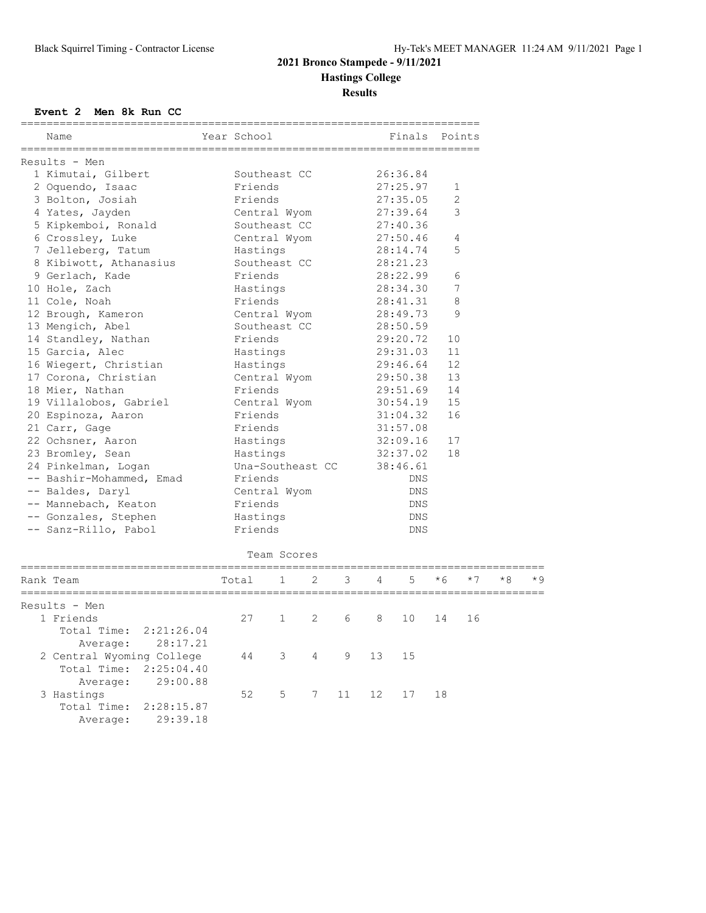# 2021 Bronco Stampede - 9/11/2021

## Hastings College

## Results

**Event 2 Men 8k Run CC**

| | Name | Year School | Finals | Points |
|---|---|---|---|---|
| **Results - Men** | | | | |
| 1 | Kimutai, Gilbert | Southeast CC | 26:36.84 | |
| 2 | Oquendo, Isaac | Friends | 27:25.97 | 1 |
| 3 | Bolton, Josiah | Friends | 27:35.05 | 2 |
| 4 | Yates, Jayden | Central Wyom | 27:39.64 | 3 |
| 5 | Kipkemboi, Ronald | Southeast CC | 27:40.36 | |
| 6 | Crossley, Luke | Central Wyom | 27:50.46 | 4 |
| 7 | Jelleberg, Tatum | Hastings | 28:14.74 | 5 |
| 8 | Kibiwott, Athanasius | Southeast CC | 28:21.23 | |
| 9 | Gerlach, Kade | Friends | 28:22.99 | 6 |
| 10 | Hole, Zach | Hastings | 28:34.30 | 7 |
| 11 | Cole, Noah | Friends | 28:41.31 | 8 |
| 12 | Brough, Kameron | Central Wyom | 28:49.73 | 9 |
| 13 | Mengich, Abel | Southeast CC | 28:50.59 | |
| 14 | Standley, Nathan | Friends | 29:20.72 | 10 |
| 15 | Garcia, Alec | Hastings | 29:31.03 | 11 |
| 16 | Wiegert, Christian | Hastings | 29:46.64 | 12 |
| 17 | Corona, Christian | Central Wyom | 29:50.38 | 13 |
| 18 | Mier, Nathan | Friends | 29:51.69 | 14 |
| 19 | Villalobos, Gabriel | Central Wyom | 30:54.19 | 15 |
| 20 | Espinoza, Aaron | Friends | 31:04.32 | 16 |
| 21 | Carr, Gage | Friends | 31:57.08 | |
| 22 | Ochsner, Aaron | Hastings | 32:09.16 | 17 |
| 23 | Bromley, Sean | Hastings | 32:37.02 | 18 |
| 24 | Pinkelman, Logan | Una-Southeast CC | 38:46.61 | |
| -- | Bashir-Mohammed, Emad | Friends | DNS | |
| -- | Baldes, Daryl | Central Wyom | DNS | |
| -- | Mannebach, Keaton | Friends | DNS | |
| -- | Gonzales, Stephen | Hastings | DNS | |
| -- | Sanz-Rillo, Pabol | Friends | DNS | |

### Team Scores

| Rank Team | Total | 1 | 2 | 3 | 4 | 5 | *6 | *7 | *8 | *9 |
|---|---|---|---|---|---|---|---|---|---|---|
| **Results - Men** | | | | | | | | | | |
| 1 Friends | 27 | 1 | 2 | 6 | 8 | 10 | 14 | 16 | | |
| Total Time: 2:21:26.04 | | | | | | | | | | |
| Average: 28:17.21 | | | | | | | | | | |
| 2 Central Wyoming College | 44 | 3 | 4 | 9 | 13 | 15 | | | | |
| Total Time: 2:25:04.40 | | | | | | | | | | |
| Average: 29:00.88 | | | | | | | | | | |
| 3 Hastings | 52 | 5 | 7 | 11 | 12 | 17 | 18 | | | |
| Total Time: 2:28:15.87 | | | | | | | | | | |
| Average: 29:39.18 | | | | | | | | | | |